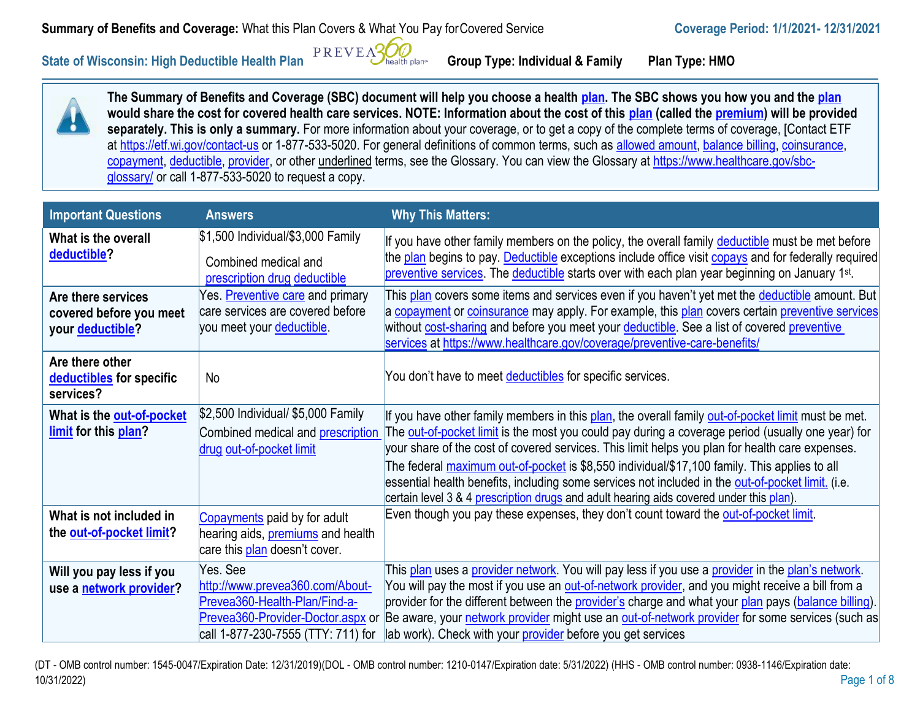**Summary of Benefits and Coverage:** What this Plan Covers & What You Pay for Covered Service

**Coverage Period: 1/1/2021- 12/31/2021**

**State of Wisconsin: High Deductible Health Plan** PREVEA360 health plan **Group Type: Individual & Family** **Plan Type: HMO**

**The Summary of Benefits and Coverage (SBC) document will help you choose a health plan. The SBC shows you how you and the plan would share the cost for covered health care services. NOTE: Information about the cost of this plan (called the premium) will be provided separately. This is only a summary.** For more information about your coverage, or to get a copy of the complete terms of coverage, [Contact ETF at https://etf.wi.gov/contact-us or 1-877-533-5020. For general definitions of common terms, such as allowed amount, balance billing, coinsurance, copayment, deductible, provider, or other underlined terms, see the Glossary. You can view the Glossary at https://www.healthcare.gov/sbc-glossary/ or call 1-877-533-5020 to request a copy.

| Important Questions | Answers | Why This Matters: |
|---|---|---|
| **What is the overall deductible?** | $1,500 Individual/$3,000 Family<br><br>Combined medical and prescription drug deductible | If you have other family members on the policy, the overall family deductible must be met before the plan begins to pay. Deductible exceptions include office visit copays and for federally required preventive services. The deductible starts over with each plan year beginning on January 1st. |
| **Are there services covered before you meet your deductible?** | Yes. Preventive care and primary care services are covered before you meet your deductible. | This plan covers some items and services even if you haven't yet met the deductible amount. But a copayment or coinsurance may apply. For example, this plan covers certain preventive services without cost-sharing and before you meet your deductible. See a list of covered preventive services at https://www.healthcare.gov/coverage/preventive-care-benefits/ |
| **Are there other deductibles for specific services?** | No | You don't have to meet deductibles for specific services. |
| **What is the out-of-pocket limit for this plan?** | $2,500 Individual/ $5,000 Family<br>Combined medical and prescription drug out-of-pocket limit | If you have other family members in this plan, the overall family out-of-pocket limit must be met. The out-of-pocket limit is the most you could pay during a coverage period (usually one year) for your share of the cost of covered services. This limit helps you plan for health care expenses.<br>The federal maximum out-of-pocket is $8,550 individual/$17,100 family. This applies to all essential health benefits, including some services not included in the out-of-pocket limit. (i.e. certain level 3 & 4 prescription drugs and adult hearing aids covered under this plan). |
| **What is not included in the out-of-pocket limit?** | Copayments paid by for adult hearing aids, premiums and health care this plan doesn't cover. | Even though you pay these expenses, they don't count toward the out-of-pocket limit. |
| **Will you pay less if you use a network provider?** | Yes. See http://www.prevea360.com/About-Prevea360-Health-Plan/Find-a-Prevea360-Provider-Doctor.aspx or call 1-877-230-7555 (TTY: 711) for | This plan uses a provider network. You will pay less if you use a provider in the plan's network. You will pay the most if you use an out-of-network provider, and you might receive a bill from a provider for the different between the provider's charge and what your plan pays (balance billing). Be aware, your network provider might use an out-of-network provider for some services (such as lab work). Check with your provider before you get services |

(DT - OMB control number: 1545-0047/Expiration Date: 12/31/2019)(DOL - OMB control number: 1210-0147/Expiration date: 5/31/2022) (HHS - OMB control number: 0938-1146/Expiration date: 10/31/2022)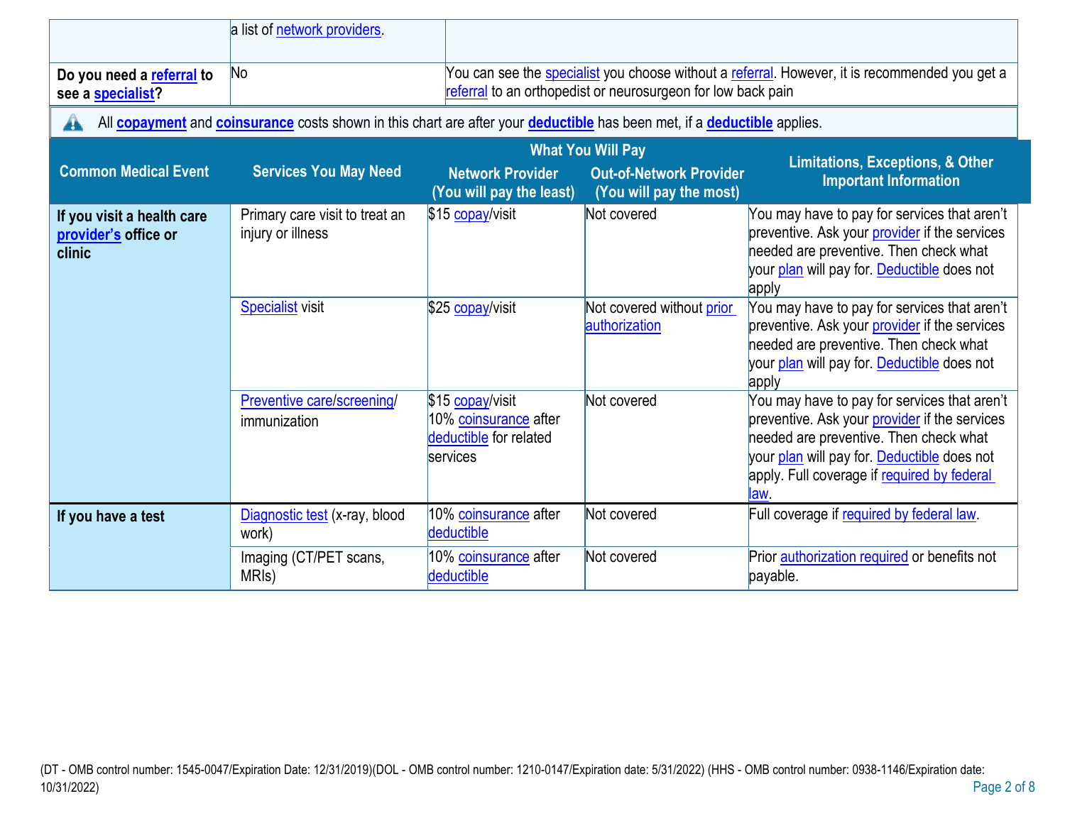| | | |
|---|---|---|
| | a list of network providers. | |
| **Do you need a referral to see a specialist?** | No | You can see the specialist you choose without a referral. However, it is recommended you get a referral to an orthopedist or neurosurgeon for low back pain |

All **copayment** and **coinsurance** costs shown in this chart are after your **deductible** has been met, if a **deductible** applies.

| Common Medical Event | Services You May Need | What You Will Pay: Network Provider (You will pay the least) | What You Will Pay: Out-of-Network Provider (You will pay the most) | Limitations, Exceptions, & Other Important Information |
|---|---|---|---|---|
| **If you visit a health care provider's office or clinic** | Primary care visit to treat an injury or illness | $15 copay/visit | Not covered | You may have to pay for services that aren't preventive. Ask your provider if the services needed are preventive. Then check what your plan will pay for. Deductible does not apply |
| | Specialist visit | $25 copay/visit | Not covered without prior authorization | You may have to pay for services that aren't preventive. Ask your provider if the services needed are preventive. Then check what your plan will pay for. Deductible does not apply |
| | Preventive care/screening/ immunization | $15 copay/visit<br>10% coinsurance after deductible for related services | Not covered | You may have to pay for services that aren't preventive. Ask your provider if the services needed are preventive. Then check what your plan will pay for. Deductible does not apply. Full coverage if required by federal law. |
| **If you have a test** | Diagnostic test (x-ray, blood work) | 10% coinsurance after deductible | Not covered | Full coverage if required by federal law. |
| | Imaging (CT/PET scans, MRIs) | 10% coinsurance after deductible | Not covered | Prior authorization required or benefits not payable. |

(DT - OMB control number: 1545-0047/Expiration Date: 12/31/2019)(DOL - OMB control number: 1210-0147/Expiration date: 5/31/2022) (HHS - OMB control number: 0938-1146/Expiration date: 10/31/2022)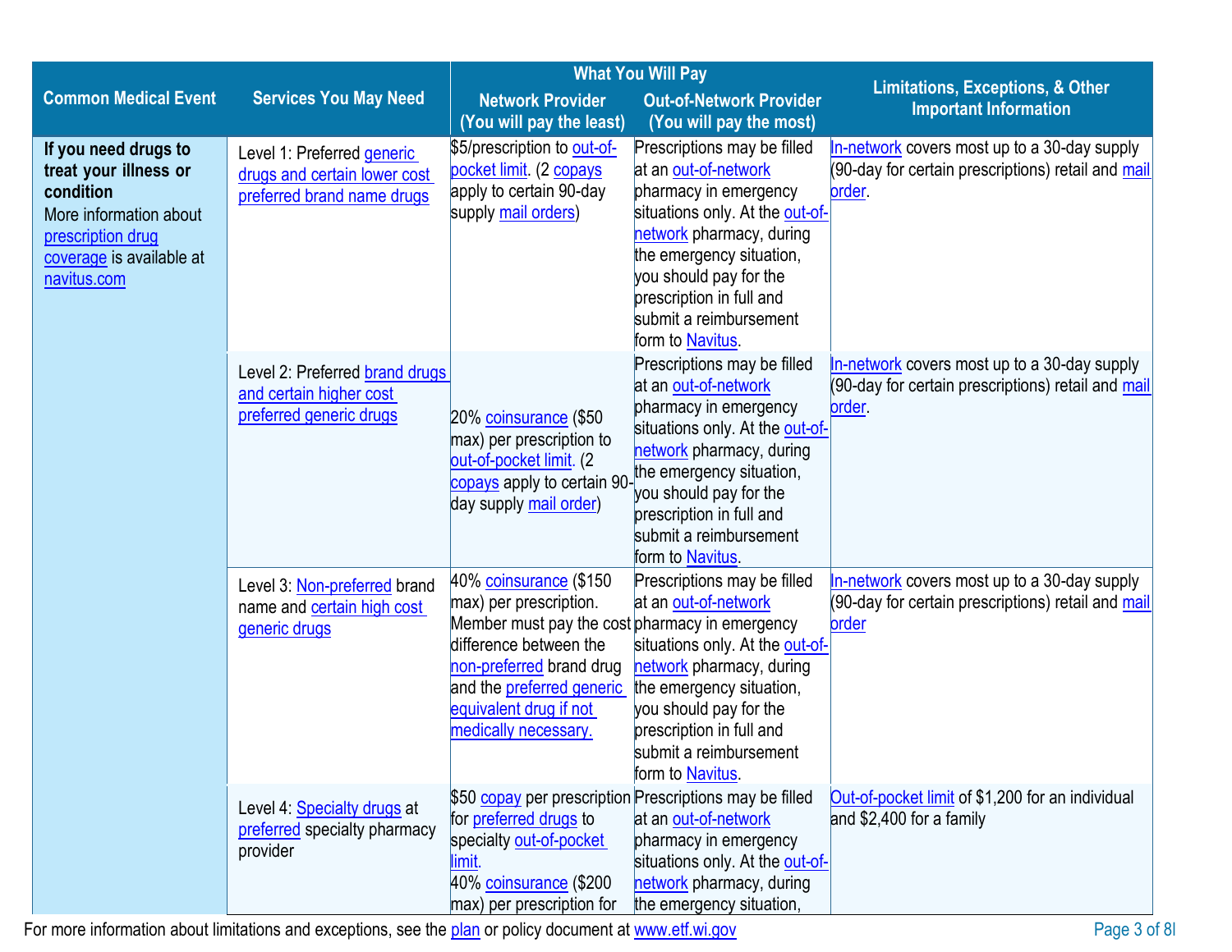| Common Medical Event | Services You May Need | What You Will Pay | | Limitations, Exceptions, & Other Important Information |
|---|---|---|---|---|
| | | Network Provider (You will pay the least) | Out-of-Network Provider (You will pay the most) | |
| **If you need drugs to treat your illness or condition** More information about prescription drug coverage is available at navitus.com | Level 1: Preferred generic drugs and certain lower cost preferred brand name drugs | $5/prescription to out-of-pocket limit. (2 copays apply to certain 90-day supply mail orders) | Prescriptions may be filled at an out-of-network pharmacy in emergency situations only. At the out-of-network pharmacy, during the emergency situation, you should pay for the prescription in full and submit a reimbursement form to Navitus. | In-network covers most up to a 30-day supply (90-day for certain prescriptions) retail and mail order. |
| | Level 2: Preferred brand drugs and certain higher cost preferred generic drugs | 20% coinsurance ($50 max) per prescription to out-of-pocket limit. (2 copays apply to certain 90-day supply mail order) | Prescriptions may be filled at an out-of-network pharmacy in emergency situations only. At the out-of-network pharmacy, during the emergency situation, you should pay for the prescription in full and submit a reimbursement form to Navitus. | In-network covers most up to a 30-day supply (90-day for certain prescriptions) retail and mail order. |
| | Level 3: Non-preferred brand name and certain high cost generic drugs | 40% coinsurance ($150 max) per prescription. Member must pay the cost difference between the non-preferred brand drug and the preferred generic equivalent drug if not medically necessary. | Prescriptions may be filled at an out-of-network pharmacy in emergency situations only. At the out-of-network pharmacy, during the emergency situation, you should pay for the prescription in full and submit a reimbursement form to Navitus. | In-network covers most up to a 30-day supply (90-day for certain prescriptions) retail and mail order |
| | Level 4: Specialty drugs at preferred specialty pharmacy provider | $50 copay per prescription for preferred drugs to specialty out-of-pocket limit. 40% coinsurance ($200 max) per prescription for | Prescriptions may be filled at an out-of-network pharmacy in emergency situations only. At the out-of-network pharmacy, during the emergency situation, | Out-of-pocket limit of $1,200 for an individual and $2,400 for a family |

For more information about limitations and exceptions, see the plan or policy document at www.etf.wi.gov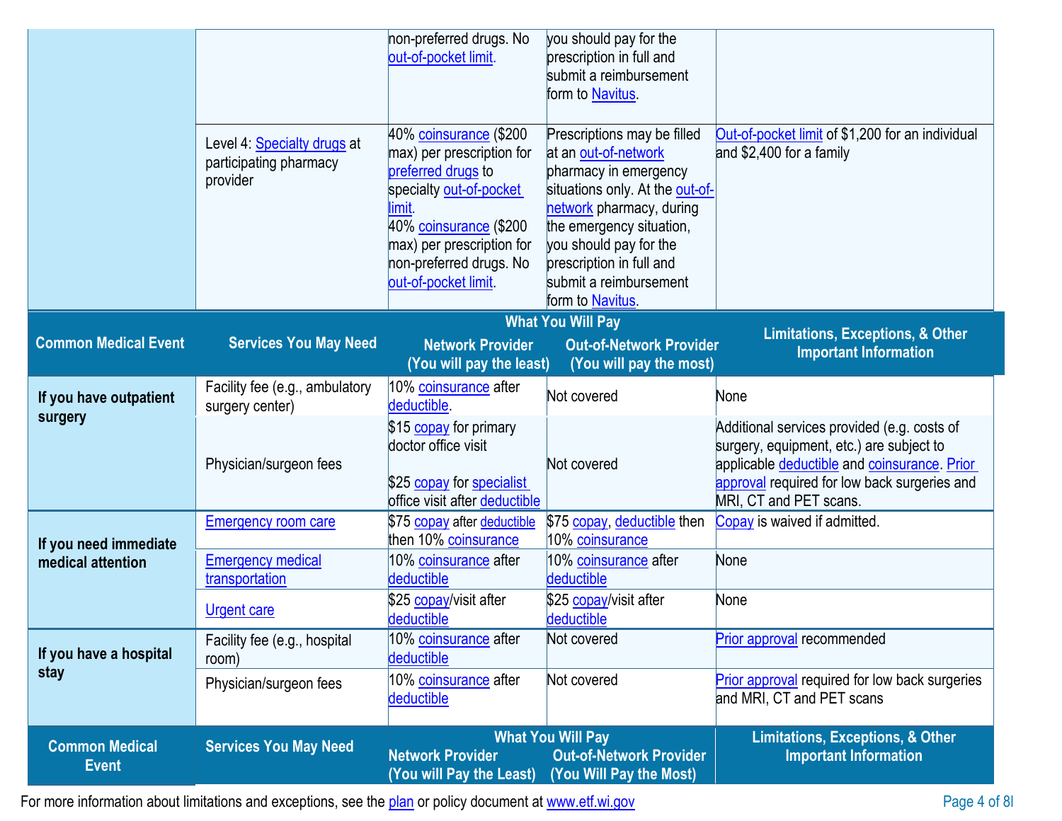| Common Medical Event | Services You May Need | What You Will Pay Network Provider (You will pay the least) | What You Will Pay Out-of-Network Provider (You will pay the most) | Limitations, Exceptions, & Other Important Information |
|---|---|---|---|---|
| | | non-preferred drugs. No out-of-pocket limit. | you should pay for the prescription in full and submit a reimbursement form to Navitus. | |
| | Level 4: Specialty drugs at participating pharmacy provider | 40% coinsurance ($200 max) per prescription for preferred drugs to specialty out-of-pocket limit. 40% coinsurance ($200 max) per prescription for non-preferred drugs. No out-of-pocket limit. | Prescriptions may be filled at an out-of-network pharmacy in emergency situations only. At the out-of-network pharmacy, during the emergency situation, you should pay for the prescription in full and submit a reimbursement form to Navitus. | Out-of-pocket limit of $1,200 for an individual and $2,400 for a family |

| Common Medical Event | Services You May Need | What You Will Pay Network Provider (You will pay the least) | What You Will Pay Out-of-Network Provider (You will pay the most) | Limitations, Exceptions, & Other Important Information |
|---|---|---|---|---|
| **If you have outpatient surgery** | Facility fee (e.g., ambulatory surgery center) | 10% coinsurance after deductible. | Not covered | None |
| | Physician/surgeon fees | $15 copay for primary doctor office visit<br><br>$25 copay for specialist office visit after deductible | Not covered | Additional services provided (e.g. costs of surgery, equipment, etc.) are subject to applicable deductible and coinsurance. Prior approval required for low back surgeries and MRI, CT and PET scans. |
| **If you need immediate medical attention** | Emergency room care | $75 copay after deductible then 10% coinsurance | $75 copay, deductible then 10% coinsurance | Copay is waived if admitted. |
| | Emergency medical transportation | 10% coinsurance after deductible | 10% coinsurance after deductible | None |
| | Urgent care | $25 copay/visit after deductible | $25 copay/visit after deductible | None |
| **If you have a hospital stay** | Facility fee (e.g., hospital room) | 10% coinsurance after deductible | Not covered | Prior approval recommended |
| | Physician/surgeon fees | 10% coinsurance after deductible | Not covered | Prior approval required for low back surgeries and MRI, CT and PET scans |

| Common Medical Event | Services You May Need | What You Will Pay Network Provider (You will Pay the Least) | What You Will Pay Out-of-Network Provider (You Will Pay the Most) | Limitations, Exceptions, & Other Important Information |
|---|---|---|---|---|

For more information about limitations and exceptions, see the plan or policy document at www.etf.wi.gov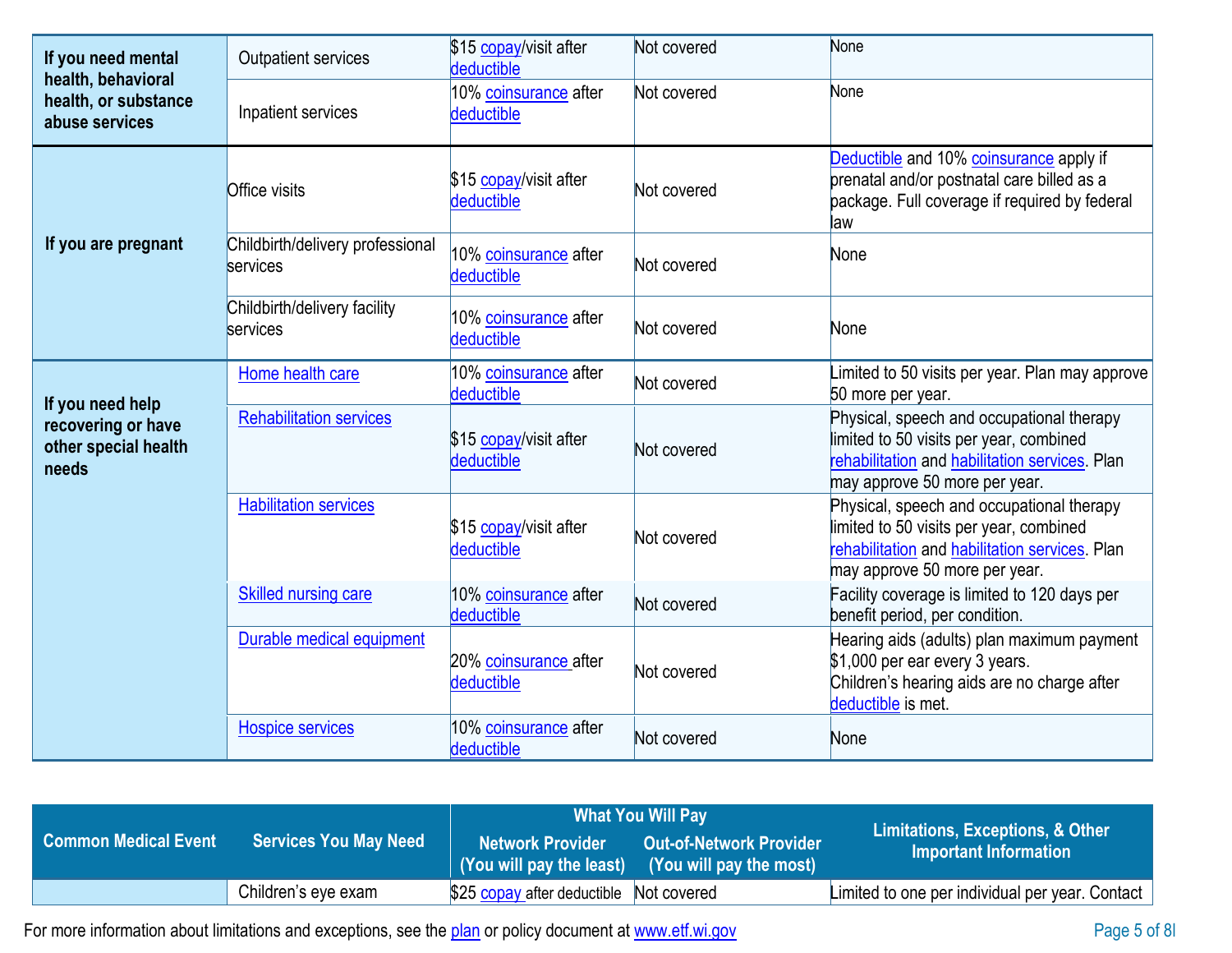| Common Medical Event | Services You May Need | What You Will Pay Network Provider (You will pay the least) | What You Will Pay Out-of-Network Provider (You will pay the most) | Limitations, Exceptions, & Other Important Information |
|---|---|---|---|---|
| **If you need mental health, behavioral health, or substance abuse services** | Outpatient services | $15 copay/visit after deductible | Not covered | None |
| | Inpatient services | 10% coinsurance after deductible | Not covered | None |
| **If you are pregnant** | Office visits | $15 copay/visit after deductible | Not covered | Deductible and 10% coinsurance apply if prenatal and/or postnatal care billed as a package. Full coverage if required by federal law |
| | Childbirth/delivery professional services | 10% coinsurance after deductible | Not covered | None |
| | Childbirth/delivery facility services | 10% coinsurance after deductible | Not covered | None |
| **If you need help recovering or have other special health needs** | Home health care | 10% coinsurance after deductible | Not covered | Limited to 50 visits per year. Plan may approve 50 more per year. |
| | Rehabilitation services | $15 copay/visit after deductible | Not covered | Physical, speech and occupational therapy limited to 50 visits per year, combined rehabilitation and habilitation services. Plan may approve 50 more per year. |
| | Habilitation services | $15 copay/visit after deductible | Not covered | Physical, speech and occupational therapy limited to 50 visits per year, combined rehabilitation and habilitation services. Plan may approve 50 more per year. |
| | Skilled nursing care | 10% coinsurance after deductible | Not covered | Facility coverage is limited to 120 days per benefit period, per condition. |
| | Durable medical equipment | 20% coinsurance after deductible | Not covered | Hearing aids (adults) plan maximum payment $1,000 per ear every 3 years. Children's hearing aids are no charge after deductible is met. |
| | Hospice services | 10% coinsurance after deductible | Not covered | None |

| Common Medical Event | Services You May Need | What You Will Pay Network Provider (You will pay the least) | What You Will Pay Out-of-Network Provider (You will pay the most) | Limitations, Exceptions, & Other Important Information |
|---|---|---|---|---|
| | Children's eye exam | $25 copay after deductible | Not covered | Limited to one per individual per year. Contact |

For more information about limitations and exceptions, see the plan or policy document at www.etf.wi.gov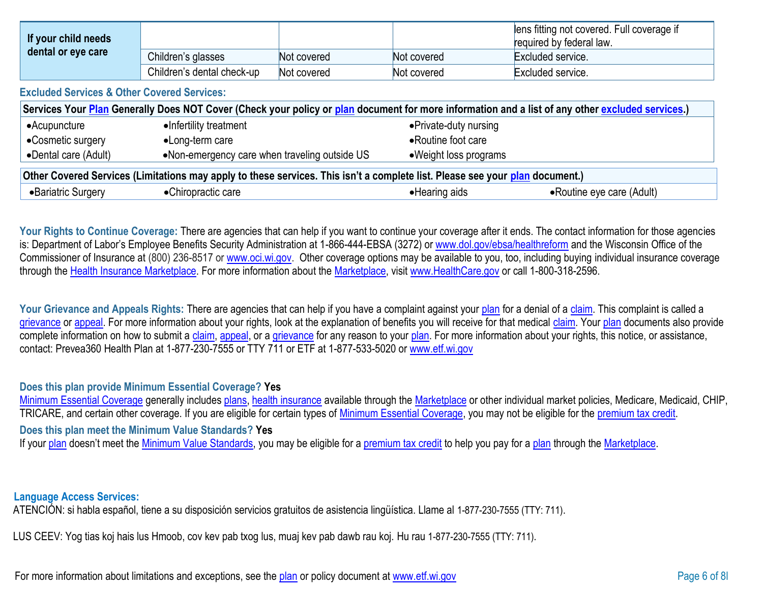| If your child needs dental or eye care | | | | lens fitting not covered. Full coverage if required by federal law. |
|---|---|---|---|---|
| | Children's glasses | Not covered | Not covered | Excluded service. |
| | Children's dental check-up | Not covered | Not covered | Excluded service. |

### Excluded Services & Other Covered Services:

| Services Your Plan Generally Does NOT Cover (Check your policy or plan document for more information and a list of any other excluded services.) | | |
|---|---|---|
| •Acupuncture | •Infertility treatment | •Private-duty nursing |
| •Cosmetic surgery | •Long-term care | •Routine foot care |
| •Dental care (Adult) | •Non-emergency care when traveling outside US | •Weight loss programs |

| Other Covered Services (Limitations may apply to these services. This isn't a complete list. Please see your plan document.) | | | |
|---|---|---|---|
| •Bariatric Surgery | •Chiropractic care | •Hearing aids | •Routine eye care (Adult) |

**Your Rights to Continue Coverage:** There are agencies that can help if you want to continue your coverage after it ends. The contact information for those agencies is: Department of Labor's Employee Benefits Security Administration at 1-866-444-EBSA (3272) or www.dol.gov/ebsa/healthreform and the Wisconsin Office of the Commissioner of Insurance at (800) 236-8517 or www.oci.wi.gov. Other coverage options may be available to you, too, including buying individual insurance coverage through the Health Insurance Marketplace. For more information about the Marketplace, visit www.HealthCare.gov or call 1-800-318-2596.

**Your Grievance and Appeals Rights:** There are agencies that can help if you have a complaint against your plan for a denial of a claim. This complaint is called a grievance or appeal. For more information about your rights, look at the explanation of benefits you will receive for that medical claim. Your plan documents also provide complete information on how to submit a claim, appeal, or a grievance for any reason to your plan. For more information about your rights, this notice, or assistance, contact: Prevea360 Health Plan at 1-877-230-7555 or TTY 711 or ETF at 1-877-533-5020 or www.etf.wi.gov

**Does this plan provide Minimum Essential Coverage? Yes**
Minimum Essential Coverage generally includes plans, health insurance available through the Marketplace or other individual market policies, Medicare, Medicaid, CHIP, TRICARE, and certain other coverage. If you are eligible for certain types of Minimum Essential Coverage, you may not be eligible for the premium tax credit.

**Does this plan meet the Minimum Value Standards? Yes**
If your plan doesn't meet the Minimum Value Standards, you may be eligible for a premium tax credit to help you pay for a plan through the Marketplace.

**Language Access Services:**

ATENCIÓN: si habla español, tiene a su disposición servicios gratuitos de asistencia lingüística. Llame al 1-877-230-7555 (TTY: 711).

LUS CEEV: Yog tias koj hais lus Hmoob, cov kev pab txog lus, muaj kev pab dawb rau koj. Hu rau 1-877-230-7555 (TTY: 711).

For more information about limitations and exceptions, see the plan or policy document at www.etf.wi.gov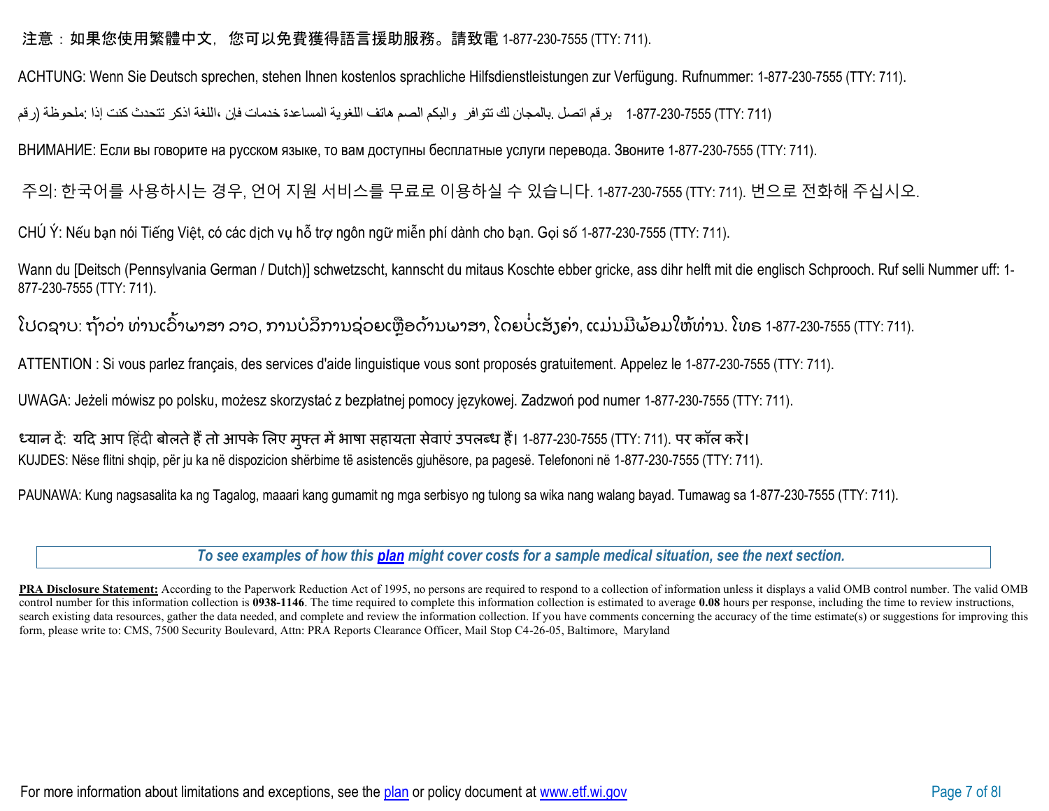注意：如果您使用繁體中文，您可以免費獲得語言援助服務。請致電 1-877-230-7555 (TTY: 711).

ACHTUNG: Wenn Sie Deutsch sprechen, stehen Ihnen kostenlos sprachliche Hilfsdienstleistungen zur Verfügung. Rufnummer: 1-877-230-7555 (TTY: 711).

ملحوظة: إذا كنت تتحدث اذكر اللغة، فإن خدمات المساعدة اللغوية تتوافر لك بالمجان. اتصل برقم 1-877-230-7555 (رقم هاتف الصم والبكم: 711)

ВНИМАНИЕ: Если вы говорите на русском языке, то вам доступны бесплатные услуги перевода. Звоните 1-877-230-7555 (TTY: 711).

주의: 한국어를 사용하시는 경우, 언어 지원 서비스를 무료로 이용하실 수 있습니다. 1-877-230-7555 (TTY: 711). 번으로 전화해 주십시오.

CHÚ Ý: Nếu bạn nói Tiếng Việt, có các dịch vụ hỗ trợ ngôn ngữ miễn phí dành cho bạn. Gọi số 1-877-230-7555 (TTY: 711).

Wann du [Deitsch (Pennsylvania German / Dutch)] schwetzscht, kannscht du mitaus Koschte ebber gricke, ass dihr helft mit die englisch Schprooch. Ruf selli Nummer uff: 1-877-230-7555 (TTY: 711).

ໂປດຊາບ: ຖ້າວ່າ ທ່ານເວົ້າພາສາ ລາວ, ການບໍລິການຊ່ວຍເຫຼືອດ້ານພາສາ, ໂດຍບໍ່ເສັງຄ່າ, ແມ່ນມີພ້ອມໃຫ້ທ່ານ. ໂທຣ 1-877-230-7555 (TTY: 711).

ATTENTION : Si vous parlez français, des services d'aide linguistique vous sont proposés gratuitement. Appelez le 1-877-230-7555 (TTY: 711).

UWAGA: Jeżeli mówisz po polsku, możesz skorzystać z bezpłatnej pomocy językowej. Zadzwoń pod numer 1-877-230-7555 (TTY: 711).

ध्यान दें: यदि आप हिंदी बोलते हैं तो आपके लिए मुफ्त में भाषा सहायता सेवाएं उपलब्ध हैं। 1-877-230-7555 (TTY: 711). पर कॉल करें।

KUJDES: Nëse flitni shqip, për ju ka në dispozicion shërbime të asistencës gjuhësore, pa pagesë. Telefononi në 1-877-230-7555 (TTY: 711).

PAUNAWA: Kung nagsasalita ka ng Tagalog, maaari kang gumamit ng mga serbisyo ng tulong sa wika nang walang bayad. Tumawag sa 1-877-230-7555 (TTY: 711).

***To see examples of how this plan might cover costs for a sample medical situation, see the next section.***

**PRA Disclosure Statement:** According to the Paperwork Reduction Act of 1995, no persons are required to respond to a collection of information unless it displays a valid OMB control number. The valid OMB control number for this information collection is **0938-1146**. The time required to complete this information collection is estimated to average **0.08** hours per response, including the time to review instructions, search existing data resources, gather the data needed, and complete and review the information collection. If you have comments concerning the accuracy of the time estimate(s) or suggestions for improving this form, please write to: CMS, 7500 Security Boulevard, Attn: PRA Reports Clearance Officer, Mail Stop C4-26-05, Baltimore, Maryland

For more information about limitations and exceptions, see the plan or policy document at www.etf.wi.gov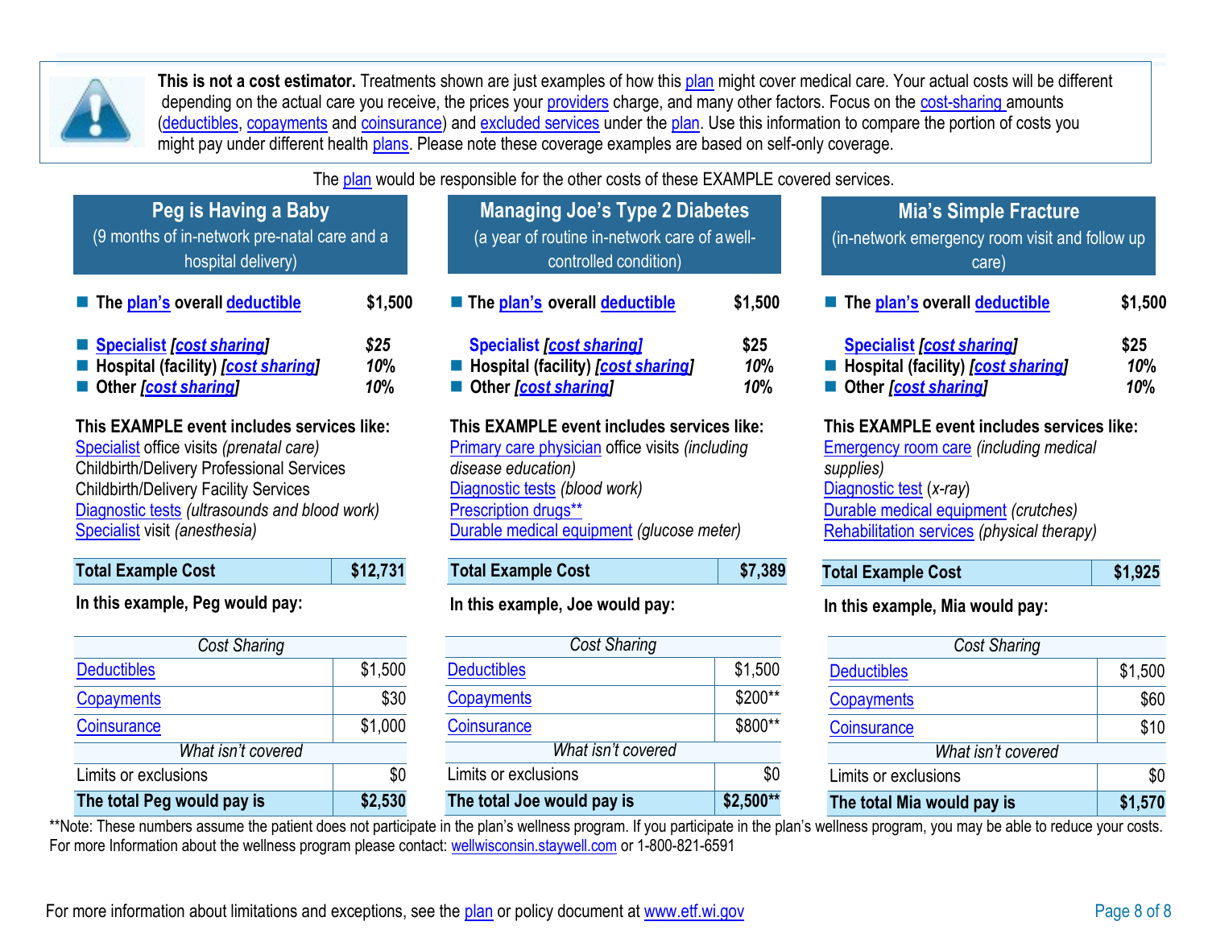**This is not a cost estimator.** Treatments shown are just examples of how this plan might cover medical care. Your actual costs will be different depending on the actual care you receive, the prices your providers charge, and many other factors. Focus on the cost-sharing amounts (deductibles, copayments and coinsurance) and excluded services under the plan. Use this information to compare the portion of costs you might pay under different health plans. Please note these coverage examples are based on self-only coverage.

The plan would be responsible for the other costs of these EXAMPLE covered services.

## Peg is Having a Baby

(9 months of in-network pre-natal care and a hospital delivery)

- **The plan's overall deductible** **$1,500**
- **Specialist** ***[cost sharing]*** ***$25***
- **Hospital (facility)** ***[cost sharing]*** ***10%***
- **Other** ***[cost sharing]*** ***10%***

**This EXAMPLE event includes services like:**
Specialist office visits *(prenatal care)*
Childbirth/Delivery Professional Services
Childbirth/Delivery Facility Services
Diagnostic tests *(ultrasounds and blood work)*
Specialist visit *(anesthesia)*

| **Total Example Cost** | **$12,731** |
|---|---|

**In this example, Peg would pay:**

| *Cost Sharing* | |
|---|---|
| Deductibles | $1,500 |
| Copayments | $30 |
| Coinsurance | $1,000 |
| *What isn't covered* | |
| Limits or exclusions | $0 |
| **The total Peg would pay is** | **$2,530** |

## Managing Joe's Type 2 Diabetes

(a year of routine in-network care of a well-controlled condition)

- **The plan's overall deductible** **$1,500**
- **Specialist** ***[cost sharing]*** **$25**
- **Hospital (facility)** ***[cost sharing]*** ***10%***
- **Other** ***[cost sharing]*** ***10%***

**This EXAMPLE event includes services like:**
Primary care physician office visits *(including disease education)*
Diagnostic tests *(blood work)*
Prescription drugs**
Durable medical equipment *(glucose meter)*

| **Total Example Cost** | **$7,389** |
|---|---|

**In this example, Joe would pay:**

| *Cost Sharing* | |
|---|---|
| Deductibles | $1,500 |
| Copayments | $200** |
| Coinsurance | $800** |
| *What isn't covered* | |
| Limits or exclusions | $0 |
| **The total Joe would pay is** | **$2,500**** |

## Mia's Simple Fracture

(in-network emergency room visit and follow up care)

- **The plan's overall deductible** **$1,500**
- **Specialist** ***[cost sharing]*** **$25**
- **Hospital (facility)** ***[cost sharing]*** ***10%***
- **Other** ***[cost sharing]*** ***10%***

**This EXAMPLE event includes services like:**
Emergency room care *(including medical supplies)*
Diagnostic test *(x-ray)*
Durable medical equipment *(crutches)*
Rehabilitation services *(physical therapy)*

| **Total Example Cost** | **$1,925** |
|---|---|

**In this example, Mia would pay:**

| *Cost Sharing* | |
|---|---|
| Deductibles | $1,500 |
| Copayments | $60 |
| Coinsurance | $10 |
| *What isn't covered* | |
| Limits or exclusions | $0 |
| **The total Mia would pay is** | **$1,570** |

**Note: These numbers assume the patient does not participate in the plan's wellness program. If you participate in the plan's wellness program, you may be able to reduce your costs. For more Information about the wellness program please contact: wellwisconsin.staywell.com or 1-800-821-6591

For more information about limitations and exceptions, see the plan or policy document at www.etf.wi.gov